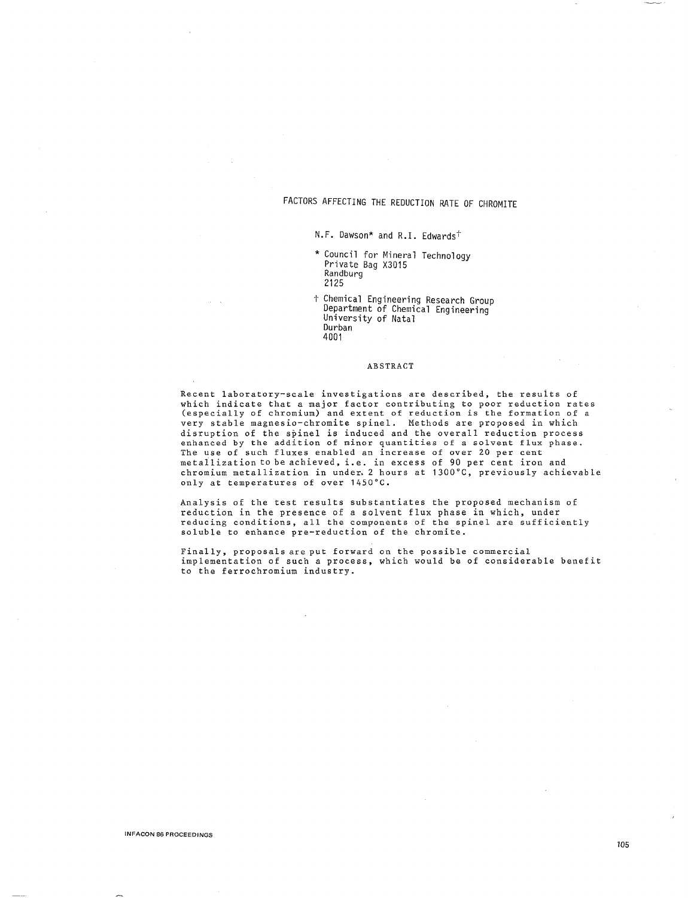# FACTORS AFFECTING THE REDUCTION RATE OF CHROMITE

N.F. Dawson* and R.I. Edwards†

\* Council for Mineral Technology
Private Bag X3015
Randburg
2125

† Chemical Engineering Research Group
Department of Chemical Engineering
University of Natal
Durban
4001

## ABSTRACT

Recent laboratory-scale investigations are described, the results of which indicate that a major factor contributing to poor reduction rates (especially of chromium) and extent of reduction is the formation of a very stable magnesio-chromite spinel. Methods are proposed in which disruption of the spinel is induced and the overall reduction process enhanced by the addition of minor quantities of a solvent flux phase. The use of such fluxes enabled an increase of over 20 per cent metallization to be achieved, i.e. in excess of 90 per cent iron and chromium metallization in under 2 hours at 1300°C, previously achievable only at temperatures of over 1450°C.

Analysis of the test results substantiates the proposed mechanism of reduction in the presence of a solvent flux phase in which, under reducing conditions, all the components of the spinel are sufficiently soluble to enhance pre-reduction of the chromite.

Finally, proposals are put forward on the possible commercial implementation of such a process, which would be of considerable benefit to the ferrochromium industry.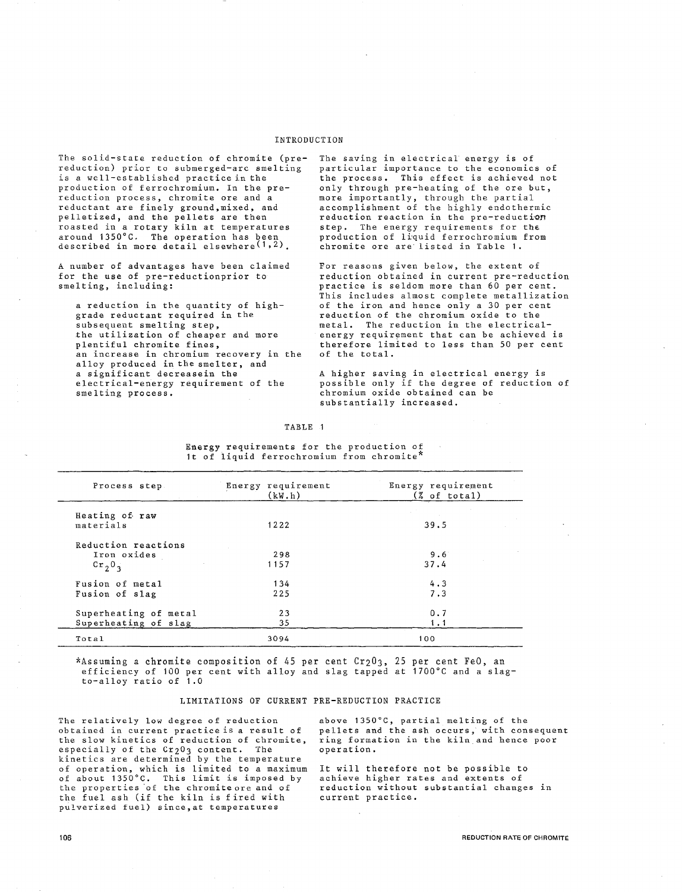## INTRODUCTION

The solid-state reduction of chromite (pre-reduction) prior to submerged-arc smelting is a well-established practice in the production of ferrochromium. In the pre-reduction process, chromite ore and a reductant are finely ground, mixed, and pelletized, and the pellets are then roasted in a rotary kiln at temperatures around 1350°C. The operation has been described in more detail elsewhere[1,2].

A number of advantages have been claimed for the use of pre-reduction prior to smelting, including:

- a reduction in the quantity of high-grade reductant required in the subsequent smelting step,
- the utilization of cheaper and more plentiful chromite fines,
- an increase in chromium recovery in the alloy produced in the smelter, and
- a significant decrease in the electrical-energy requirement of the smelting process.

The saving in electrical energy is of particular importance to the economics of the process. This effect is achieved not only through pre-heating of the ore but, more importantly, through the partial accomplishment of the highly endothermic reduction reaction in the pre-reduction step. The energy requirements for the production of liquid ferrochromium from chromite ore are listed in Table 1.

For reasons given below, the extent of reduction obtained in current pre-reduction practice is seldom more than 60 per cent. This includes almost complete metallization of the iron and hence only a 30 per cent reduction of the chromium oxide to the metal. The reduction in the electrical-energy requirement that can be achieved is therefore limited to less than 50 per cent of the total.

A higher saving in electrical energy is possible only if the degree of reduction of chromium oxide obtained can be substantially increased.

TABLE 1

Energy requirements for the production of 1t of liquid ferrochromium from chromite*

| Process step | Energy requirement (kW.h) | Energy requirement (% of total) |
|---|---|---|
| Heating of raw materials | 1222 | 39.5 |
| Reduction reactions | | |
| Iron oxides | 298 | 9.6 |
| $Cr_2O_3$ | 1157 | 37.4 |
| Fusion of metal | 134 | 4.3 |
| Fusion of slag | 225 | 7.3 |
| Superheating of metal | 23 | 0.7 |
| Superheating of slag | 35 | 1.1 |
| Total | 3094 | 100 |

*Assuming a chromite composition of 45 per cent $Cr_2O_3$, 25 per cent FeO, an efficiency of 100 per cent with alloy and slag tapped at 1700°C and a slag-to-alloy ratio of 1.0

## LIMITATIONS OF CURRENT PRE-REDUCTION PRACTICE

The relatively low degree of reduction obtained in current practice is a result of the slow kinetics of reduction of chromite, especially of the $Cr_2O_3$ content. The kinetics are determined by the temperature of operation, which is limited to a maximum of about 1350°C. This limit is imposed by the properties of the chromite ore and of the fuel ash (if the kiln is fired with pulverized fuel) since, at temperatures above 1350°C, partial melting of the pellets and the ash occurs, with consequent ring formation in the kiln and hence poor operation.

It will therefore not be possible to achieve higher rates and extents of reduction without substantial changes in current practice.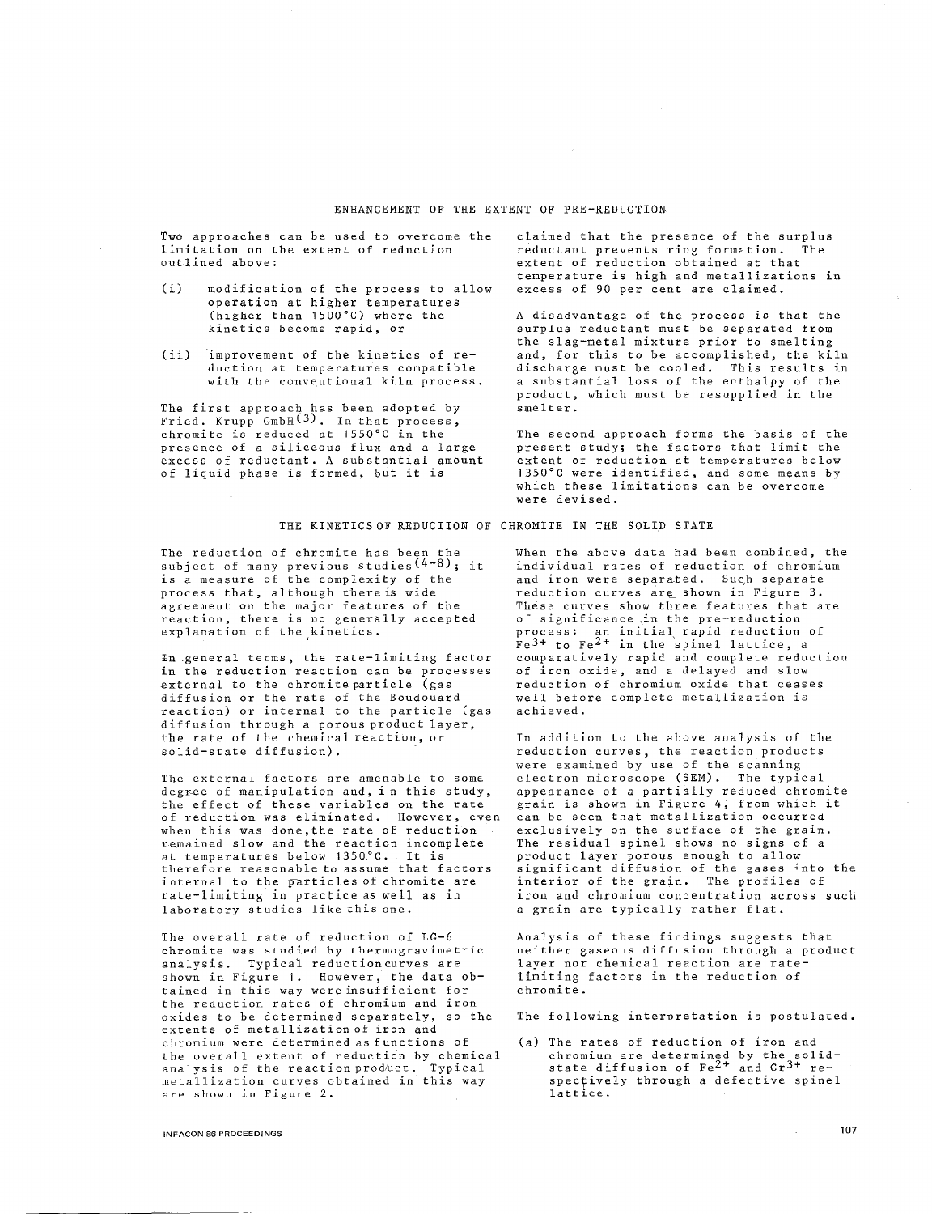## ENHANCEMENT OF THE EXTENT OF PRE-REDUCTION

Two approaches can be used to overcome the limitation on the extent of reduction outlined above:

(i) modification of the process to allow operation at higher temperatures (higher than 1500°C) where the kinetics become rapid, or

(ii) improvement of the kinetics of reduction at temperatures compatible with the conventional kiln process.

The first approach has been adopted by Fried. Krupp GmbH[3]. In that process, chromite is reduced at 1550°C in the presence of a siliceous flux and a large excess of reductant. A substantial amount of liquid phase is formed, but it is claimed that the presence of the surplus reductant prevents ring formation. The extent of reduction obtained at that temperature is high and metallizations in excess of 90 per cent are claimed.

A disadvantage of the process is that the surplus reductant must be separated from the slag-metal mixture prior to smelting and, for this to be accomplished, the kiln discharge must be cooled. This results in a substantial loss of the enthalpy of the product, which must be resupplied in the smelter.

The second approach forms the basis of the present study; the factors that limit the extent of reduction at temperatures below 1350°C were identified, and some means by which these limitations can be overcome were devised.

## THE KINETICS OF REDUCTION OF CHROMITE IN THE SOLID STATE

The reduction of chromite has been the subject of many previous studies[4-8]; it is a measure of the complexity of the process that, although there is wide agreement on the major features of the reaction, there is no generally accepted explanation of the kinetics.

In general terms, the rate-limiting factor in the reduction reaction can be processes external to the chromite particle (gas diffusion or the rate of the Boudouard reaction) or internal to the particle (gas diffusion through a porous product layer, the rate of the chemical reaction, or solid-state diffusion).

The external factors are amenable to some degree of manipulation and, in this study, the effect of these variables on the rate of reduction was eliminated. However, even when this was done, the rate of reduction remained slow and the reaction incomplete at temperatures below 1350°C. It is therefore reasonable to assume that factors internal to the particles of chromite are rate-limiting in practice as well as in laboratory studies like this one.

The overall rate of reduction of LG-6 chromite was studied by thermogravimetric analysis. Typical reduction curves are shown in Figure 1. However, the data obtained in this way were insufficient for the reduction rates of chromium and iron oxides to be determined separately, so the extents of metallization of iron and chromium were determined as functions of the overall extent of reduction by chemical analysis of the reaction product. Typical metallization curves obtained in this way are shown in Figure 2.

When the above data had been combined, the individual rates of reduction of chromium and iron were separated. Such separate reduction curves are shown in Figure 3. These curves show three features that are of significance in the pre-reduction process: an initial rapid reduction of $Fe^{3+}$ to $Fe^{2+}$ in the spinel lattice, a comparatively rapid and complete reduction of iron oxide, and a delayed and slow reduction of chromium oxide that ceases well before complete metallization is achieved.

In addition to the above analysis of the reduction curves, the reaction products were examined by use of the scanning electron microscope (SEM). The typical appearance of a partially reduced chromite grain is shown in Figure 4, from which it can be seen that metallization occurred exclusively on the surface of the grain. The residual spinel shows no signs of a product layer porous enough to allow significant diffusion of the gases into the interior of the grain. The profiles of iron and chromium concentration across such a grain are typically rather flat.

Analysis of these findings suggests that neither gaseous diffusion through a product layer nor chemical reaction are rate-limiting factors in the reduction of chromite.

The following interpretation is postulated.

(a) The rates of reduction of iron and chromium are determined by the solid-state diffusion of $Fe^{2+}$ and $Cr^{3+}$ respectively through a defective spinel lattice.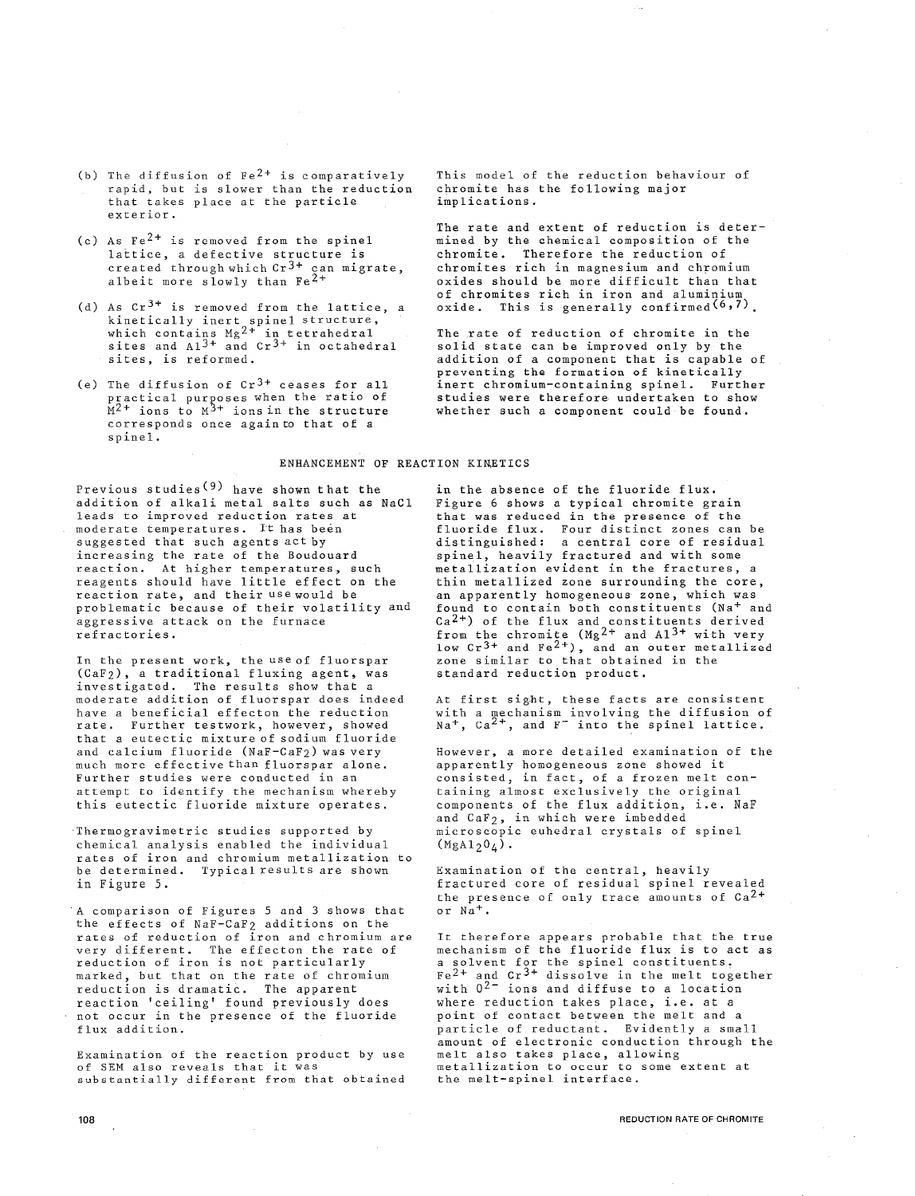(b) The diffusion of $Fe^{2+}$ is comparatively rapid, but is slower than the reduction that takes place at the particle exterior.

(c) As $Fe^{2+}$ is removed from the spinel lattice, a defective structure is created through which $Cr^{3+}$ can migrate, albeit more slowly than $Fe^{2+}$

(d) As $Cr^{3+}$ is removed from the lattice, a kinetically inert spinel structure, which contains $Mg^{2+}$ in tetrahedral sites and $Al^{3+}$ and $Cr^{3+}$ in octahedral sites, is reformed.

(e) The diffusion of $Cr^{3+}$ ceases for all practical purposes when the ratio of $M^{2+}$ ions to $M^{3+}$ ions in the structure corresponds once again to that of a spinel.

This model of the reduction behaviour of chromite has the following major implications.

The rate and extent of reduction is determined by the chemical composition of the chromite. Therefore the reduction of chromites rich in magnesium and chromium oxides should be more difficult than that of chromites rich in iron and aluminium oxide. This is generally confirmed[6,7].

The rate of reduction of chromite in the solid state can be improved only by the addition of a component that is capable of preventing the formation of kinetically inert chromium-containing spinel. Further studies were therefore undertaken to show whether such a component could be found.

## ENHANCEMENT OF REACTION KINETICS

Previous studies[9] have shown that the addition of alkali metal salts such as NaCl leads to improved reduction rates at moderate temperatures. It has been suggested that such agents act by increasing the rate of the Boudouard reaction. At higher temperatures, such reagents should have little effect on the reaction rate, and their use would be problematic because of their volatility and aggressive attack on the furnace refractories.

In the present work, the use of fluorspar ($CaF_2$), a traditional fluxing agent, was investigated. The results show that a moderate addition of fluorspar does indeed have a beneficial effect on the reduction rate. Further testwork, however, showed that a eutectic mixture of sodium fluoride and calcium fluoride ($NaF$-$CaF_2$) was very much more effective than fluorspar alone. Further studies were conducted in an attempt to identify the mechanism whereby this eutectic fluoride mixture operates.

Thermogravimetric studies supported by chemical analysis enabled the individual rates of iron and chromium metallization to be determined. Typical results are shown in Figure 5.

A comparison of Figures 5 and 3 shows that the effects of $NaF$-$CaF_2$ additions on the rates of reduction of iron and chromium are very different. The effect on the rate of reduction of iron is not particularly marked, but that on the rate of chromium reduction is dramatic. The apparent reaction 'ceiling' found previously does not occur in the presence of the fluoride flux addition.

Examination of the reaction product by use of SEM also reveals that it was substantially different from that obtained in the absence of the fluoride flux. Figure 6 shows a typical chromite grain that was reduced in the presence of the fluoride flux. Four distinct zones can be distinguished: a central core of residual spinel, heavily fractured and with some metallization evident in the fractures, a thin metallized zone surrounding the core, an apparently homogeneous zone, which was found to contain both constituents ($Na^+$ and $Ca^{2+}$) of the flux and constituents derived from the chromite ($Mg^{2+}$ and $Al^{3+}$ with very low $Cr^{3+}$ and $Fe^{2+}$), and an outer metallized zone similar to that obtained in the standard reduction product.

At first sight, these facts are consistent with a mechanism involving the diffusion of $Na^+$, $Ca^{2+}$, and $F^-$ into the spinel lattice.

However, a more detailed examination of the apparently homogeneous zone showed it consisted, in fact, of a frozen melt containing almost exclusively the original components of the flux addition, i.e. NaF and $CaF_2$, in which were imbedded microscopic euhedral crystals of spinel ($MgAl_2O_4$).

Examination of the central, heavily fractured core of residual spinel revealed the presence of only trace amounts of $Ca^{2+}$ or $Na^+$.

It therefore appears probable that the true mechanism of the fluoride flux is to act as a solvent for the spinel constituents. $Fe^{2+}$ and $Cr^{3+}$ dissolve in the melt together with $O^{2-}$ ions and diffuse to a location where reduction takes place, i.e. at a point of contact between the melt and a particle of reductant. Evidently a small amount of electronic conduction through the melt also takes place, allowing metallization to occur to some extent at the melt-spinel interface.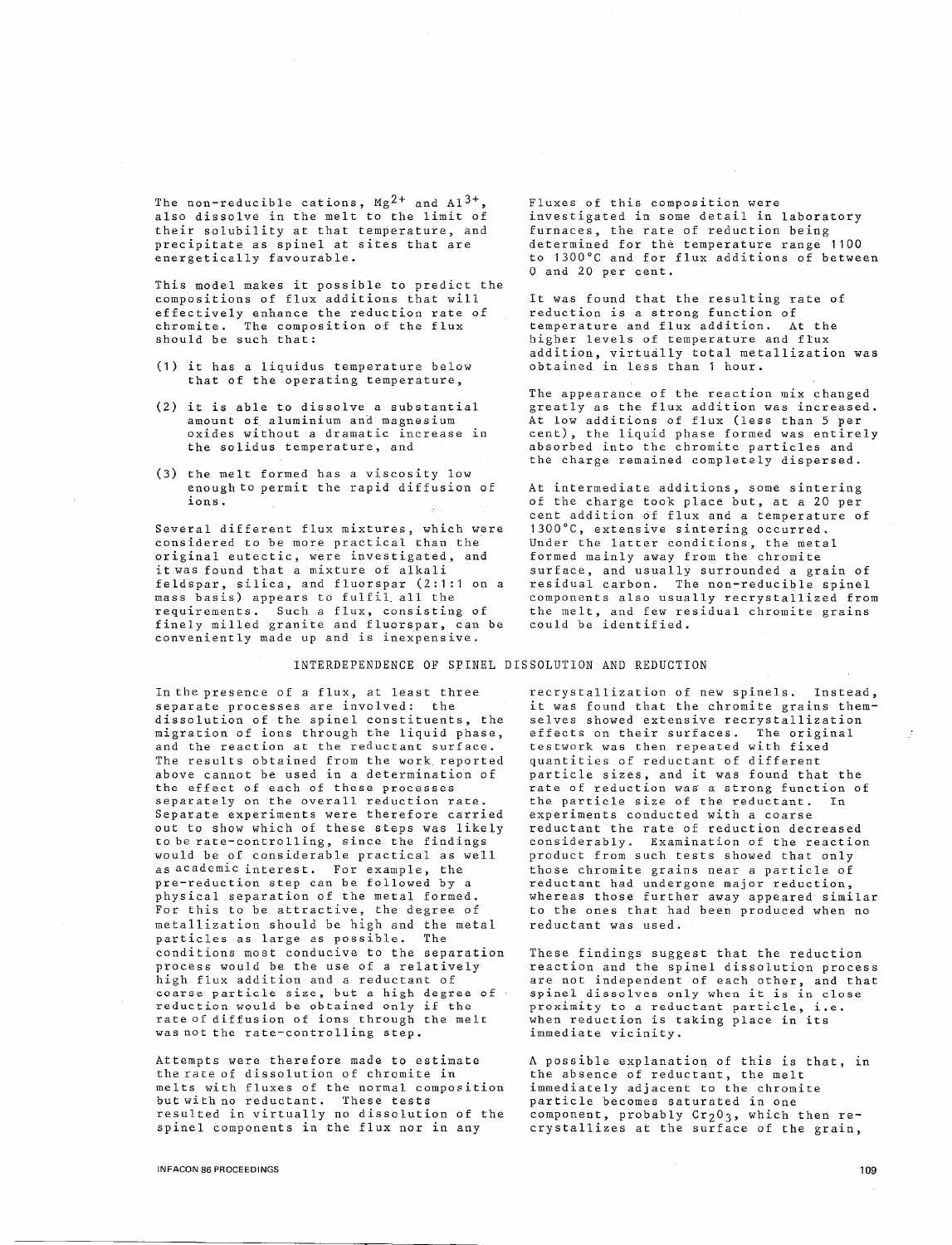The non-reducible cations, $Mg^{2+}$ and $Al^{3+}$, also dissolve in the melt to the limit of their solubility at that temperature, and precipitate as spinel at sites that are energetically favourable.

This model makes it possible to predict the compositions of flux additions that will effectively enhance the reduction rate of chromite. The composition of the flux should be such that:

(1) it has a liquidus temperature below that of the operating temperature,

(2) it is able to dissolve a substantial amount of aluminium and magnesium oxides without a dramatic increase in the solidus temperature, and

(3) the melt formed has a viscosity low enough to permit the rapid diffusion of ions.

Several different flux mixtures, which were considered to be more practical than the original eutectic, were investigated, and it was found that a mixture of alkali feldspar, silica, and fluorspar (2:1:1 on a mass basis) appears to fulfil all the requirements. Such a flux, consisting of finely milled granite and fluorspar, can be conveniently made up and is inexpensive.

Fluxes of this composition were investigated in some detail in laboratory furnaces, the rate of reduction being determined for the temperature range 1100 to 1300°C and for flux additions of between 0 and 20 per cent.

It was found that the resulting rate of reduction is a strong function of temperature and flux addition. At the higher levels of temperature and flux addition, virtually total metallization was obtained in less than 1 hour.

The appearance of the reaction mix changed greatly as the flux addition was increased. At low additions of flux (less than 5 per cent), the liquid phase formed was entirely absorbed into the chromite particles and the charge remained completely dispersed.

At intermediate additions, some sintering of the charge took place but, at a 20 per cent addition of flux and a temperature of 1300°C, extensive sintering occurred. Under the latter conditions, the metal formed mainly away from the chromite surface, and usually surrounded a grain of residual carbon. The non-reducible spinel components also usually recrystallized from the melt, and few residual chromite grains could be identified.

## INTERDEPENDENCE OF SPINEL DISSOLUTION AND REDUCTION

In the presence of a flux, at least three separate processes are involved: the dissolution of the spinel constituents, the migration of ions through the liquid phase, and the reaction at the reductant surface. The results obtained from the work reported above cannot be used in a determination of the effect of each of these processes separately on the overall reduction rate. Separate experiments were therefore carried out to show which of these steps was likely to be rate-controlling, since the findings would be of considerable practical as well as academic interest. For example, the pre-reduction step can be followed by a physical separation of the metal formed. For this to be attractive, the degree of metallization should be high and the metal particles as large as possible. The conditions most conducive to the separation process would be the use of a relatively high flux addition and a reductant of coarse particle size, but a high degree of reduction would be obtained only if the rate of diffusion of ions through the melt was not the rate-controlling step.

Attempts were therefore made to estimate the rate of dissolution of chromite in melts with fluxes of the normal composition but with no reductant. These tests resulted in virtually no dissolution of the spinel components in the flux nor in any recrystallization of new spinels. Instead, it was found that the chromite grains themselves showed extensive recrystallization effects on their surfaces. The original testwork was then repeated with fixed quantities of reductant of different particle sizes, and it was found that the rate of reduction was a strong function of the particle size of the reductant. In experiments conducted with a coarse reductant the rate of reduction decreased considerably. Examination of the reaction product from such tests showed that only those chromite grains near a particle of reductant had undergone major reduction, whereas those further away appeared similar to the ones that had been produced when no reductant was used.

These findings suggest that the reduction reaction and the spinel dissolution process are not independent of each other, and that spinel dissolves only when it is in close proximity to a reductant particle, i.e. when reduction is taking place in its immediate vicinity.

A possible explanation of this is that, in the absence of reductant, the melt immediately adjacent to the chromite particle becomes saturated in one component, probably $Cr_2O_3$, which then re-crystallizes at the surface of the grain,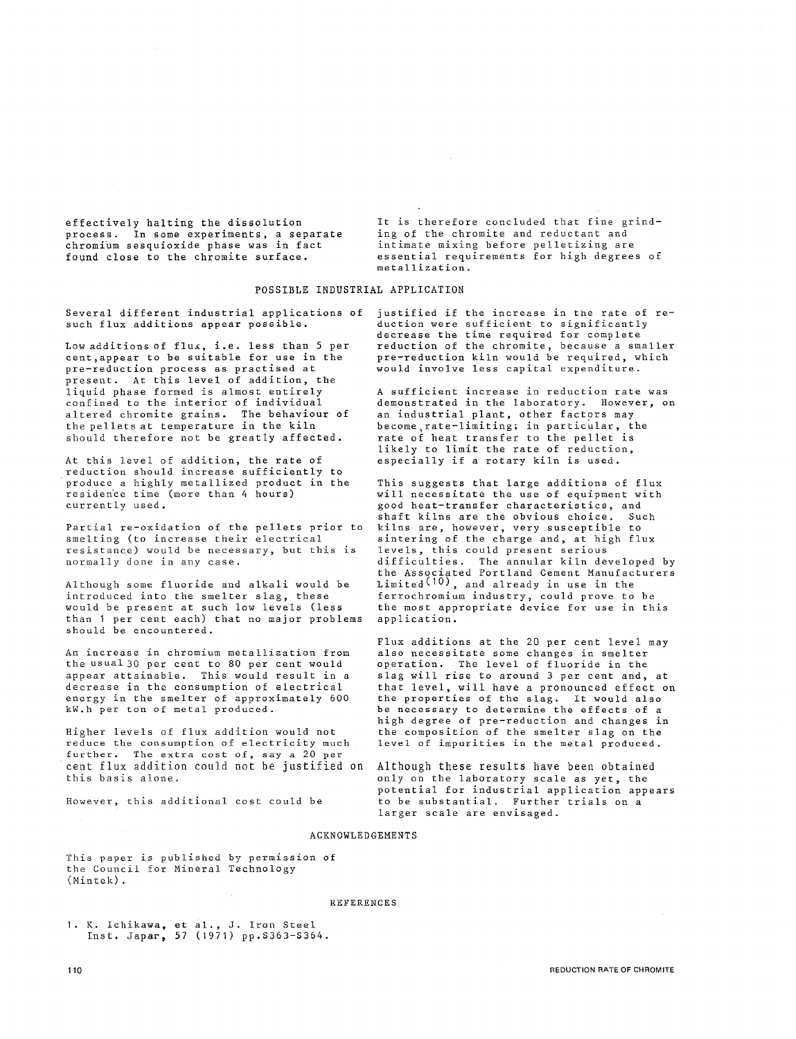effectively halting the dissolution process. In some experiments, a separate chromium sesquioxide phase was in fact found close to the chromite surface.

It is therefore concluded that fine grinding of the chromite and reductant and intimate mixing before pelletizing are essential requirements for high degrees of metallization.

## POSSIBLE INDUSTRIAL APPLICATION

Several different industrial applications of such flux additions appear possible.

Low additions of flux, i.e. less than 5 per cent, appear to be suitable for use in the pre-reduction process as practised at present. At this level of addition, the liquid phase formed is almost entirely confined to the interior of individual altered chromite grains. The behaviour of the pellets at temperature in the kiln should therefore not be greatly affected.

At this level of addition, the rate of reduction should increase sufficiently to produce a highly metallized product in the residence time (more than 4 hours) currently used.

Partial re-oxidation of the pellets prior to smelting (to increase their electrical resistance) would be necessary, but this is normally done in any case.

Although some fluoride and alkali would be introduced into the smelter slag, these would be present at such low levels (less than 1 per cent each) that no major problems should be encountered.

An increase in chromium metallization from the usual 30 per cent to 80 per cent would appear attainable. This would result in a decrease in the consumption of electrical energy in the smelter of approximately 600 kW.h per ton of metal produced.

Higher levels of flux addition would not reduce the consumption of electricity much further. The extra cost of, say a 20 per cent flux addition could not be justified on this basis alone.

However, this additional cost could be justified if the increase in the rate of reduction were sufficient to significantly decrease the time required for complete reduction of the chromite, because a smaller pre-reduction kiln would be required, which would involve less capital expenditure.

A sufficient increase in reduction rate was demonstrated in the laboratory. However, on an industrial plant, other factors may become rate-limiting; in particular, the rate of heat transfer to the pellet is likely to limit the rate of reduction, especially if a rotary kiln is used.

This suggests that large additions of flux will necessitate the use of equipment with good heat-transfer characteristics, and shaft kilns are the obvious choice. Such kilns are, however, very susceptible to sintering of the charge and, at high flux levels, this could present serious difficulties. The annular kiln developed by the Associated Portland Cement Manufacturers Limited[10], and already in use in the ferrochromium industry, could prove to be the most appropriate device for use in this application.

Flux additions at the 20 per cent level may also necessitate some changes in smelter operation. The level of fluoride in the slag will rise to around 3 per cent and, at that level, will have a pronounced effect on the properties of the slag. It would also be necessary to determine the effects of a high degree of pre-reduction and changes in the composition of the smelter slag on the level of impurities in the metal produced.

Although these results have been obtained only on the laboratory scale as yet, the potential for industrial application appears to be substantial. Further trials on a larger scale are envisaged.

## ACKNOWLEDGEMENTS

This paper is published by permission of the Council for Mineral Technology (Mintek).

## REFERENCES

1. K. Ichikawa, et al., J. Iron Steel Inst. Japar, 57 (1971) pp.S363-S364.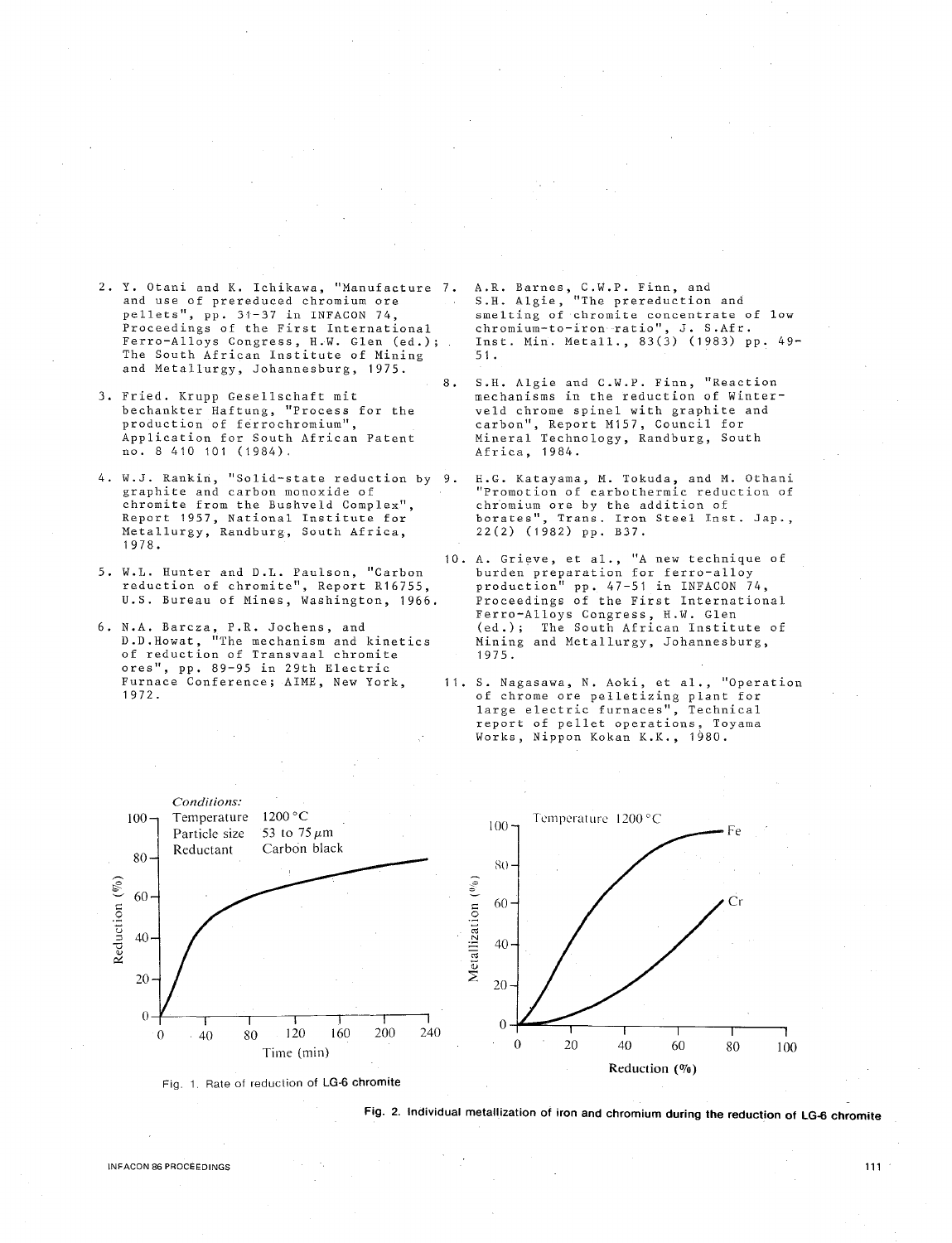2. Y. Otani and K. Ichikawa, "Manufacture and use of prereduced chromium ore pellets", pp. 31-37 in INFACON 74, Proceedings of the First International Ferro-Alloys Congress, H.W. Glen (ed.); The South African Institute of Mining and Metallurgy, Johannesburg, 1975.

3. Fried. Krupp Gesellschaft mit bechankter Haftung, "Process for the production of ferrochromium", Application for South African Patent no. 8 410 101 (1984).

4. W.J. Rankin, "Solid-state reduction by graphite and carbon monoxide of chromite from the Bushveld Complex", Report 1957, National Institute for Metallurgy, Randburg, South Africa, 1978.

5. W.L. Hunter and D.L. Paulson, "Carbon reduction of chromite", Report R16755, U.S. Bureau of Mines, Washington, 1966.

6. N.A. Barcza, P.R. Jochens, and D.D.Howat, "The mechanism and kinetics of reduction of Transvaal chromite ores", pp. 89-95 in 29th Electric Furnace Conference; AIME, New York, 1972.

7. A.R. Barnes, C.W.P. Finn, and S.H. Algie, "The prereduction and smelting of chromite concentrate of low chromium-to-iron ratio", J. S.Afr. Inst. Min. Metall., 83(3) (1983) pp. 49-51.

8. S.H. Algie and C.W.P. Finn, "Reaction mechanisms in the reduction of Winterveld chrome spinel with graphite and carbon", Report M157, Council for Mineral Technology, Randburg, South Africa, 1984.

9. H.G. Katayama, M. Tokuda, and M. Othani "Promotion of carbothermic reduction of chromium ore by the addition of borates", Trans. Iron Steel Inst. Jap., 22(2) (1982) pp. B37.

10. A. Grieve, et al., "A new technique of burden preparation for ferro-alloy production" pp. 47-51 in INFACON 74, Proceedings of the First International Ferro-Alloys Congress, H.W. Glen (ed.); The South African Institute of Mining and Metallurgy, Johannesburg, 1975.

11. S. Nagasawa, N. Aoki, et al., "Operation of chrome ore pelletizing plant for large electric furnaces", Technical report of pellet operations, Toyama Works, Nippon Kokan K.K., 1980.

*Conditions:*
Temperature 1200 °C
Particle size 53 to 75 μm
Reductant Carbon black

Reduction (%)
0
20
40
60
80
100

Time (min)
0
40
80
120
160
200
240

Fig. 1. Rate of reduction of LG-6 chromite

Temperature 1200 °C

Fe

Cr

Metallization (%)
0
20
40
60
80
100

Reduction (%)
0
20
40
60
80
100

**Fig. 2. Individual metallization of iron and chromium during the reduction of LG-6 chromite**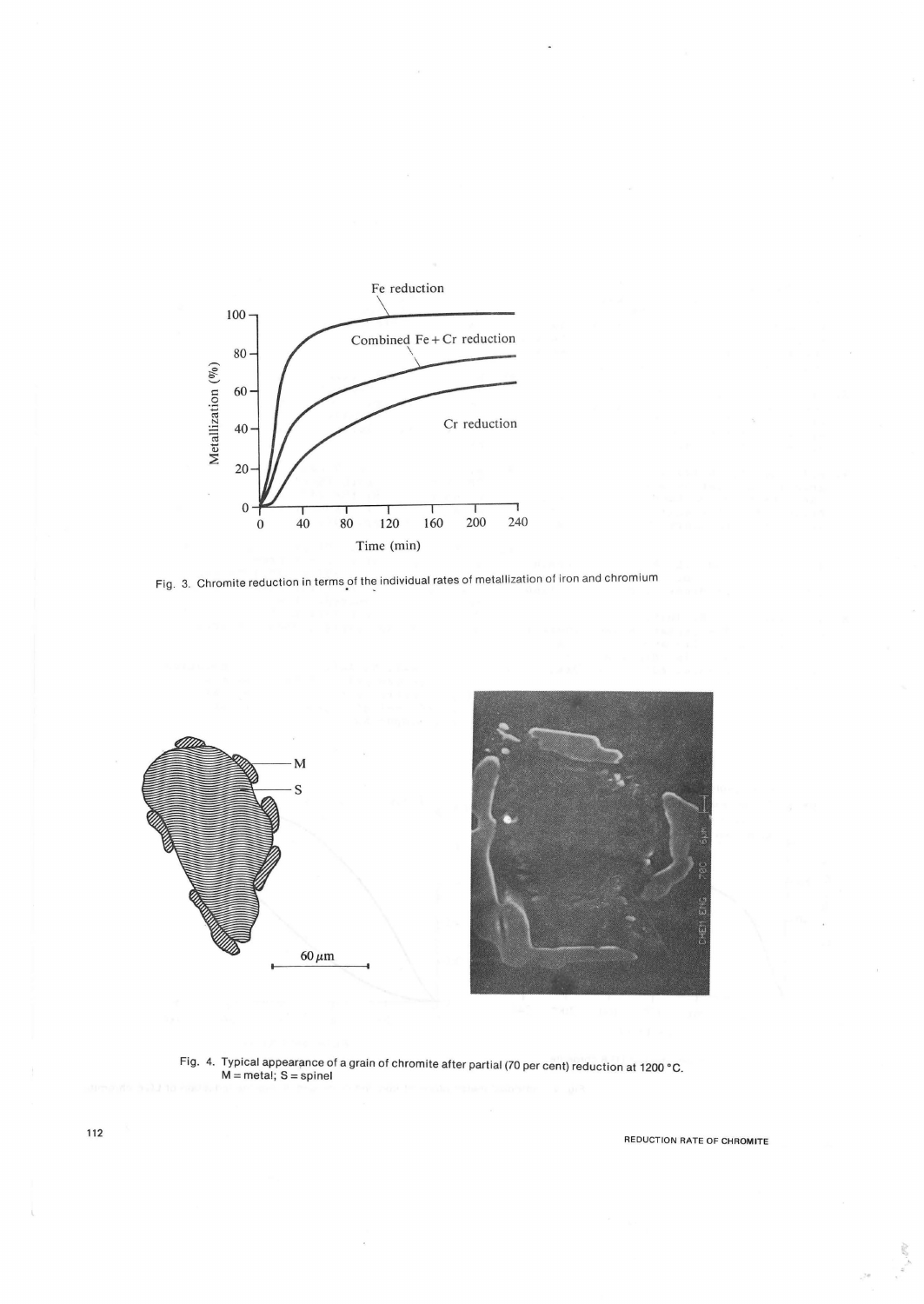Fe reduction

Combined Fe + Cr reduction

Cr reduction

Metallization (%)

100

80

60

40

20

0

0 40 80 120 160 200 240

Time (min)

Fig. 3. Chromite reduction in terms of the individual rates of metallization of iron and chromium

M

S

60 μm

6μm

780

CHEM ENG

Fig. 4. Typical appearance of a grain of chromite after partial (70 per cent) reduction at 1200 °C.
M = metal; S = spinel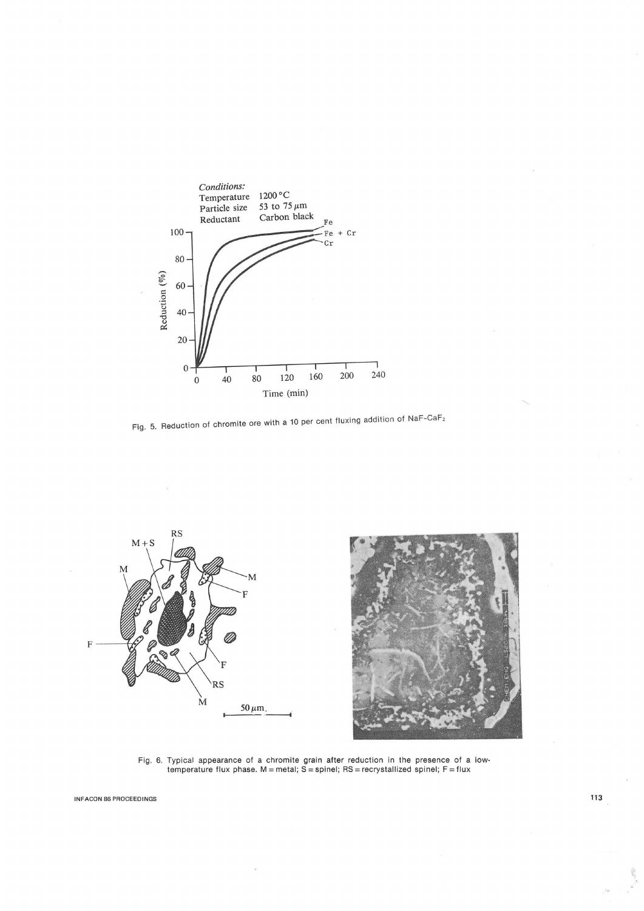*Conditions:*
Temperature 1200 °C
Particle size 53 to 75 μm
Reductant Carbon black

Fe
Fe + Cr
Cr

Reduction (%)
0
20
40
60
80
100

0 40 80 120 160 200 240
Time (min)

Fig. 5. Reduction of chromite ore with a 10 per cent fluxing addition of NaF-$CaF_2$

M+S
RS
M
M
F
F
F
RS
M
50 μm

Fig. 6. Typical appearance of a chromite grain after reduction in the presence of a low-temperature flux phase. M = metal; S = spinel; RS = recrystallized spinel; F = flux